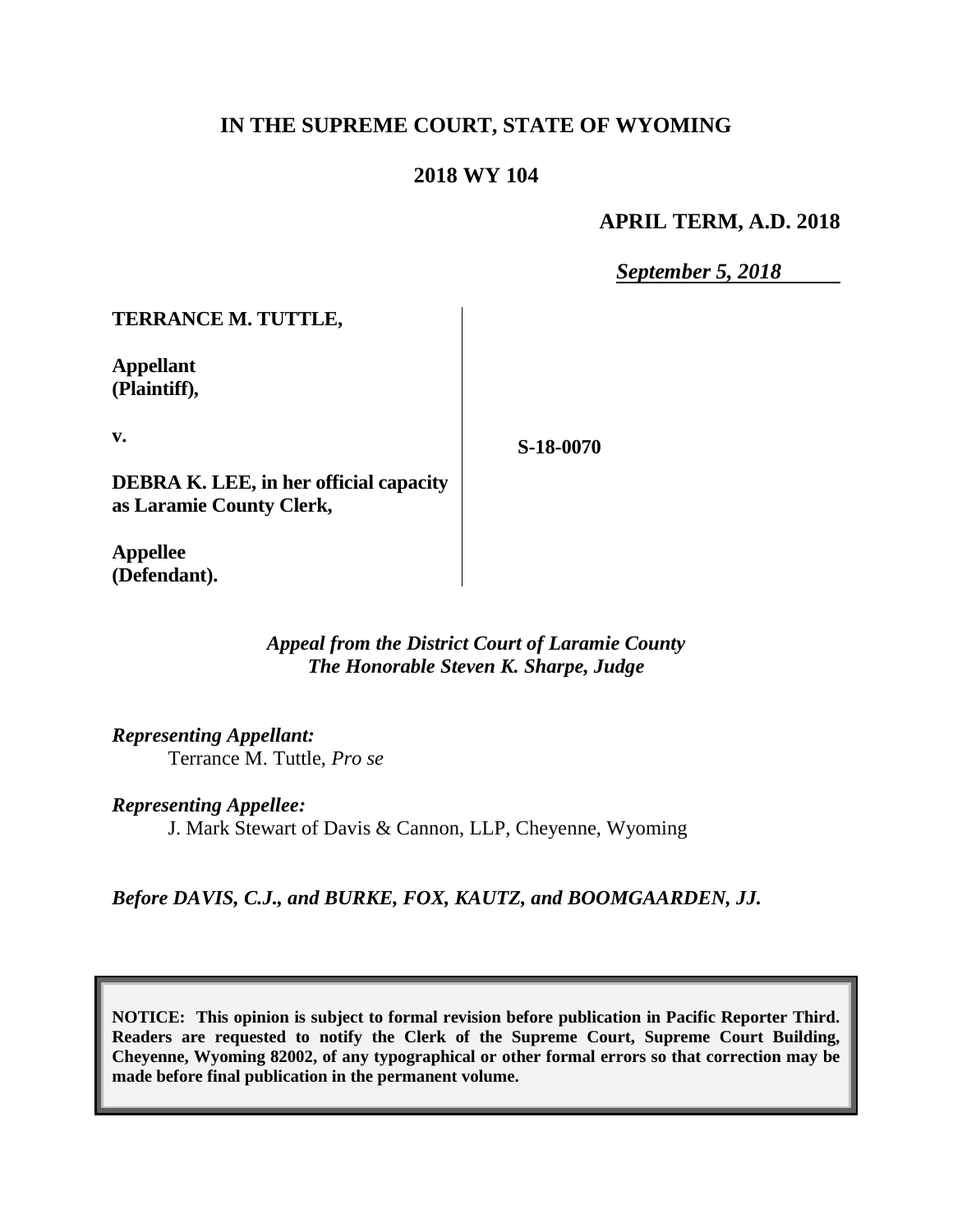**IN THE SUPREME COURT, STATE OF WYOMING**

**2018 WY 104**

**APRIL TERM, A.D. 2018**

*September 5, 2018*

**TERRANCE M. TUTTLE,**

**Appellant (Plaintiff),**

**v.**

**DEBRA K. LEE, in her official capacity as Laramie County Clerk,**

**Appellee (Defendant).**

**S-18-0070**

*Appeal from the District Court of Laramie County*
*The Honorable Steven K. Sharpe, Judge*

*Representing Appellant:*
Terrance M. Tuttle, *Pro se*

*Representing Appellee:*
J. Mark Stewart of Davis & Cannon, LLP, Cheyenne, Wyoming

*Before DAVIS, C.J., and BURKE, FOX, KAUTZ, and BOOMGAARDEN, JJ.*

**NOTICE: This opinion is subject to formal revision before publication in Pacific Reporter Third. Readers are requested to notify the Clerk of the Supreme Court, Supreme Court Building, Cheyenne, Wyoming 82002, of any typographical or other formal errors so that correction may be made before final publication in the permanent volume.**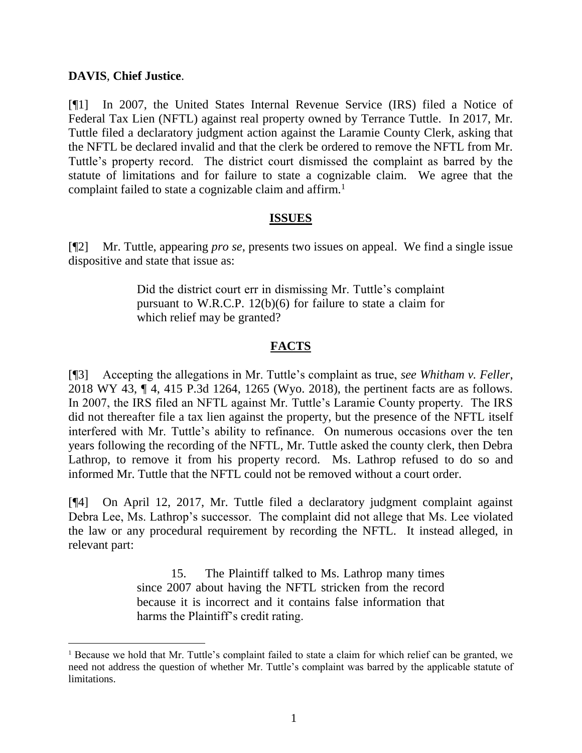**DAVIS**, **Chief Justice**.

[¶1] In 2007, the United States Internal Revenue Service (IRS) filed a Notice of Federal Tax Lien (NFTL) against real property owned by Terrance Tuttle. In 2017, Mr. Tuttle filed a declaratory judgment action against the Laramie County Clerk, asking that the NFTL be declared invalid and that the clerk be ordered to remove the NFTL from Mr. Tuttle's property record. The district court dismissed the complaint as barred by the statute of limitations and for failure to state a cognizable claim. We agree that the complaint failed to state a cognizable claim and affirm.[1]

## ISSUES

[¶2] Mr. Tuttle, appearing *pro se*, presents two issues on appeal. We find a single issue dispositive and state that issue as:

> Did the district court err in dismissing Mr. Tuttle's complaint pursuant to W.R.C.P. 12(b)(6) for failure to state a claim for which relief may be granted?

## FACTS

[¶3] Accepting the allegations in Mr. Tuttle's complaint as true, *see Whitham v. Feller*, 2018 WY 43, ¶ 4, 415 P.3d 1264, 1265 (Wyo. 2018), the pertinent facts are as follows. In 2007, the IRS filed an NFTL against Mr. Tuttle's Laramie County property. The IRS did not thereafter file a tax lien against the property, but the presence of the NFTL itself interfered with Mr. Tuttle's ability to refinance. On numerous occasions over the ten years following the recording of the NFTL, Mr. Tuttle asked the county clerk, then Debra Lathrop, to remove it from his property record. Ms. Lathrop refused to do so and informed Mr. Tuttle that the NFTL could not be removed without a court order.

[¶4] On April 12, 2017, Mr. Tuttle filed a declaratory judgment complaint against Debra Lee, Ms. Lathrop's successor. The complaint did not allege that Ms. Lee violated the law or any procedural requirement by recording the NFTL. It instead alleged, in relevant part:

> 15. The Plaintiff talked to Ms. Lathrop many times since 2007 about having the NFTL stricken from the record because it is incorrect and it contains false information that harms the Plaintiff's credit rating.

---

[1] Because we hold that Mr. Tuttle's complaint failed to state a claim for which relief can be granted, we need not address the question of whether Mr. Tuttle's complaint was barred by the applicable statute of limitations.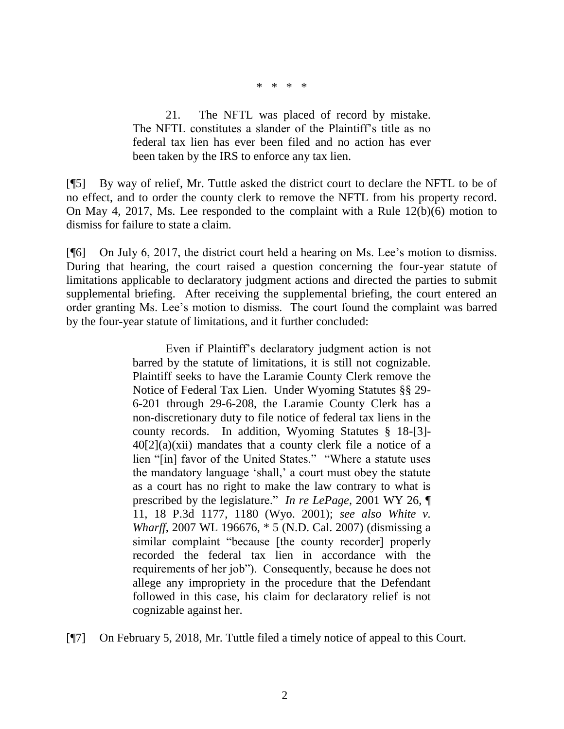\* \* \* \*

> 21. The NFTL was placed of record by mistake. The NFTL constitutes a slander of the Plaintiff's title as no federal tax lien has ever been filed and no action has ever been taken by the IRS to enforce any tax lien.

[¶5] By way of relief, Mr. Tuttle asked the district court to declare the NFTL to be of no effect, and to order the county clerk to remove the NFTL from his property record. On May 4, 2017, Ms. Lee responded to the complaint with a Rule 12(b)(6) motion to dismiss for failure to state a claim.

[¶6] On July 6, 2017, the district court held a hearing on Ms. Lee's motion to dismiss. During that hearing, the court raised a question concerning the four-year statute of limitations applicable to declaratory judgment actions and directed the parties to submit supplemental briefing. After receiving the supplemental briefing, the court entered an order granting Ms. Lee's motion to dismiss. The court found the complaint was barred by the four-year statute of limitations, and it further concluded:

> Even if Plaintiff's declaratory judgment action is not barred by the statute of limitations, it is still not cognizable. Plaintiff seeks to have the Laramie County Clerk remove the Notice of Federal Tax Lien. Under Wyoming Statutes §§ 29-6-201 through 29-6-208, the Laramie County Clerk has a non-discretionary duty to file notice of federal tax liens in the county records. In addition, Wyoming Statutes § 18-[3]-40[2](a)(xii) mandates that a county clerk file a notice of a lien "[in] favor of the United States." "Where a statute uses the mandatory language 'shall,' a court must obey the statute as a court has no right to make the law contrary to what is prescribed by the legislature." *In re LePage*, 2001 WY 26, ¶ 11, 18 P.3d 1177, 1180 (Wyo. 2001); *see also White v. Wharff*, 2007 WL 196676, \* 5 (N.D. Cal. 2007) (dismissing a similar complaint "because [the county recorder] properly recorded the federal tax lien in accordance with the requirements of her job"). Consequently, because he does not allege any impropriety in the procedure that the Defendant followed in this case, his claim for declaratory relief is not cognizable against her.

[¶7] On February 5, 2018, Mr. Tuttle filed a timely notice of appeal to this Court.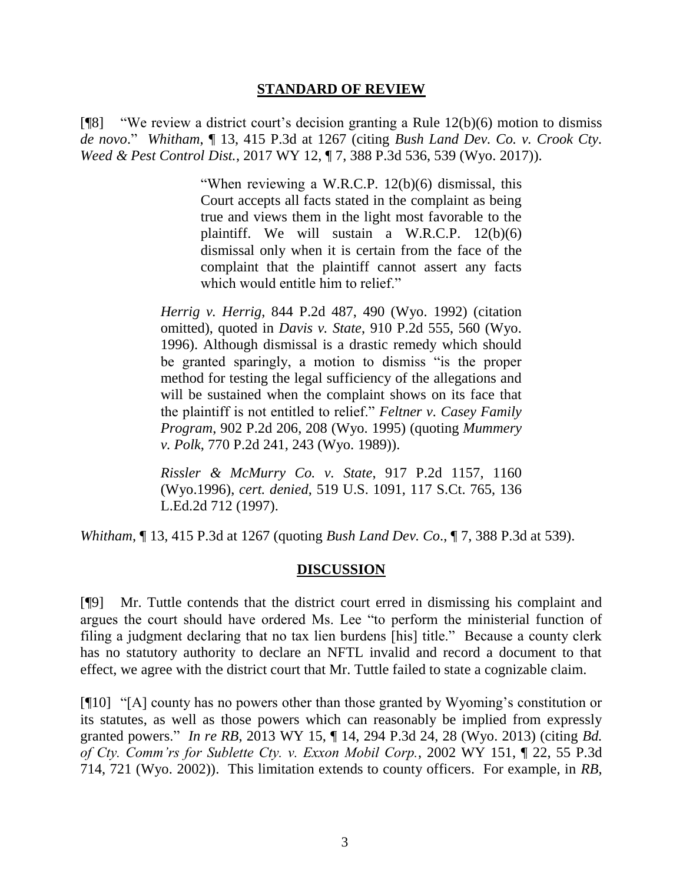## STANDARD OF REVIEW

[¶8] "We review a district court's decision granting a Rule 12(b)(6) motion to dismiss *de novo*." *Whitham*, ¶ 13, 415 P.3d at 1267 (citing *Bush Land Dev. Co. v. Crook Cty. Weed & Pest Control Dist.*, 2017 WY 12, ¶ 7, 388 P.3d 536, 539 (Wyo. 2017)).

> > "When reviewing a W.R.C.P. 12(b)(6) dismissal, this Court accepts all facts stated in the complaint as being true and views them in the light most favorable to the plaintiff. We will sustain a W.R.C.P. 12(b)(6) dismissal only when it is certain from the face of the complaint that the plaintiff cannot assert any facts which would entitle him to relief."
>
> *Herrig v. Herrig*, 844 P.2d 487, 490 (Wyo. 1992) (citation omitted), quoted in *Davis v. State*, 910 P.2d 555, 560 (Wyo. 1996). Although dismissal is a drastic remedy which should be granted sparingly, a motion to dismiss "is the proper method for testing the legal sufficiency of the allegations and will be sustained when the complaint shows on its face that the plaintiff is not entitled to relief." *Feltner v. Casey Family Program*, 902 P.2d 206, 208 (Wyo. 1995) (quoting *Mummery v. Polk*, 770 P.2d 241, 243 (Wyo. 1989)).
>
> *Rissler & McMurry Co. v. State*, 917 P.2d 1157, 1160 (Wyo.1996), *cert. denied*, 519 U.S. 1091, 117 S.Ct. 765, 136 L.Ed.2d 712 (1997).

*Whitham*, ¶ 13, 415 P.3d at 1267 (quoting *Bush Land Dev. Co.*, ¶ 7, 388 P.3d at 539).

## DISCUSSION

[¶9] Mr. Tuttle contends that the district court erred in dismissing his complaint and argues the court should have ordered Ms. Lee "to perform the ministerial function of filing a judgment declaring that no tax lien burdens [his] title." Because a county clerk has no statutory authority to declare an NFTL invalid and record a document to that effect, we agree with the district court that Mr. Tuttle failed to state a cognizable claim.

[¶10] "[A] county has no powers other than those granted by Wyoming's constitution or its statutes, as well as those powers which can reasonably be implied from expressly granted powers." *In re RB*, 2013 WY 15, ¶ 14, 294 P.3d 24, 28 (Wyo. 2013) (citing *Bd. of Cty. Comm'rs for Sublette Cty. v. Exxon Mobil Corp.*, 2002 WY 151, ¶ 22, 55 P.3d 714, 721 (Wyo. 2002)). This limitation extends to county officers. For example, in *RB*,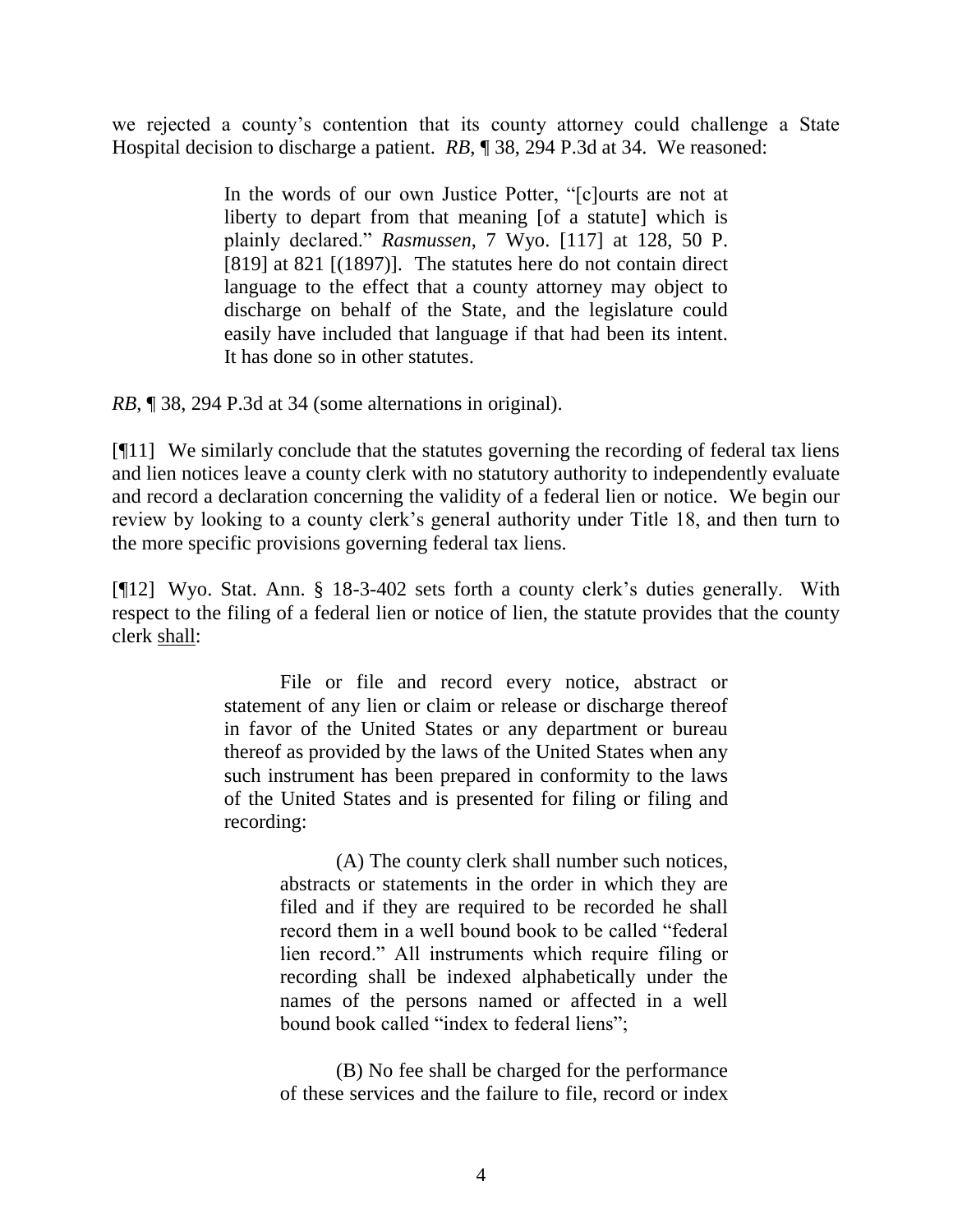we rejected a county's contention that its county attorney could challenge a State Hospital decision to discharge a patient. *RB*, ¶ 38, 294 P.3d at 34. We reasoned:

> In the words of our own Justice Potter, "[c]ourts are not at liberty to depart from that meaning [of a statute] which is plainly declared." *Rasmussen*, 7 Wyo. [117] at 128, 50 P. [819] at 821 [(1897)]. The statutes here do not contain direct language to the effect that a county attorney may object to discharge on behalf of the State, and the legislature could easily have included that language if that had been its intent. It has done so in other statutes.

*RB*, ¶ 38, 294 P.3d at 34 (some alternations in original).

[¶11] We similarly conclude that the statutes governing the recording of federal tax liens and lien notices leave a county clerk with no statutory authority to independently evaluate and record a declaration concerning the validity of a federal lien or notice. We begin our review by looking to a county clerk's general authority under Title 18, and then turn to the more specific provisions governing federal tax liens.

[¶12] Wyo. Stat. Ann. § 18-3-402 sets forth a county clerk's duties generally. With respect to the filing of a federal lien or notice of lien, the statute provides that the county clerk <u>shall</u>:

> File or file and record every notice, abstract or statement of any lien or claim or release or discharge thereof in favor of the United States or any department or bureau thereof as provided by the laws of the United States when any such instrument has been prepared in conformity to the laws of the United States and is presented for filing or filing and recording:
>
> (A) The county clerk shall number such notices, abstracts or statements in the order in which they are filed and if they are required to be recorded he shall record them in a well bound book to be called "federal lien record." All instruments which require filing or recording shall be indexed alphabetically under the names of the persons named or affected in a well bound book called "index to federal liens";
>
> (B) No fee shall be charged for the performance of these services and the failure to file, record or index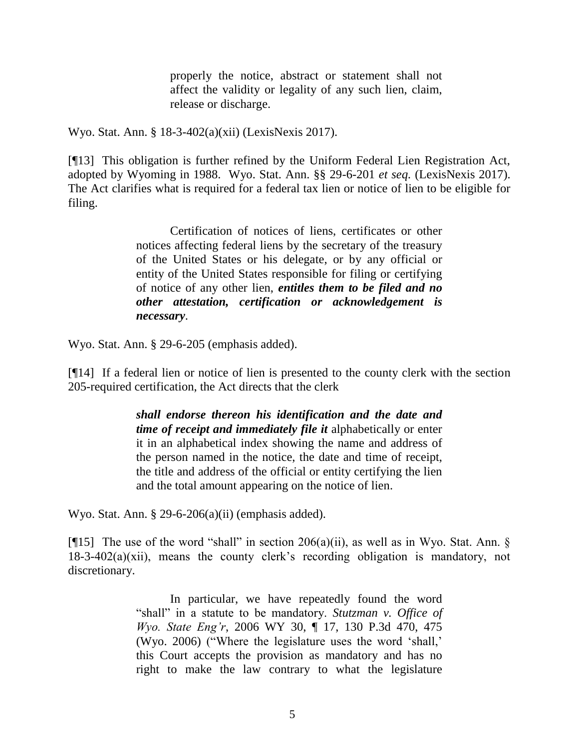> properly the notice, abstract or statement shall not affect the validity or legality of any such lien, claim, release or discharge.

Wyo. Stat. Ann. § 18-3-402(a)(xii) (LexisNexis 2017).

[¶13] This obligation is further refined by the Uniform Federal Lien Registration Act, adopted by Wyoming in 1988. Wyo. Stat. Ann. §§ 29-6-201 *et seq.* (LexisNexis 2017). The Act clarifies what is required for a federal tax lien or notice of lien to be eligible for filing.

> Certification of notices of liens, certificates or other notices affecting federal liens by the secretary of the treasury of the United States or his delegate, or by any official or entity of the United States responsible for filing or certifying of notice of any other lien, ***entitles them to be filed and no other attestation, certification or acknowledgement is necessary***.

Wyo. Stat. Ann. § 29-6-205 (emphasis added).

[¶14] If a federal lien or notice of lien is presented to the county clerk with the section 205-required certification, the Act directs that the clerk

> ***shall endorse thereon his identification and the date and time of receipt and immediately file it*** alphabetically or enter it in an alphabetical index showing the name and address of the person named in the notice, the date and time of receipt, the title and address of the official or entity certifying the lien and the total amount appearing on the notice of lien.

Wyo. Stat. Ann. § 29-6-206(a)(ii) (emphasis added).

[¶15] The use of the word "shall" in section 206(a)(ii), as well as in Wyo. Stat. Ann. § 18-3-402(a)(xii), means the county clerk's recording obligation is mandatory, not discretionary.

> In particular, we have repeatedly found the word "shall" in a statute to be mandatory. *Stutzman v. Office of Wyo. State Eng'r*, 2006 WY 30, ¶ 17, 130 P.3d 470, 475 (Wyo. 2006) ("Where the legislature uses the word 'shall,' this Court accepts the provision as mandatory and has no right to make the law contrary to what the legislature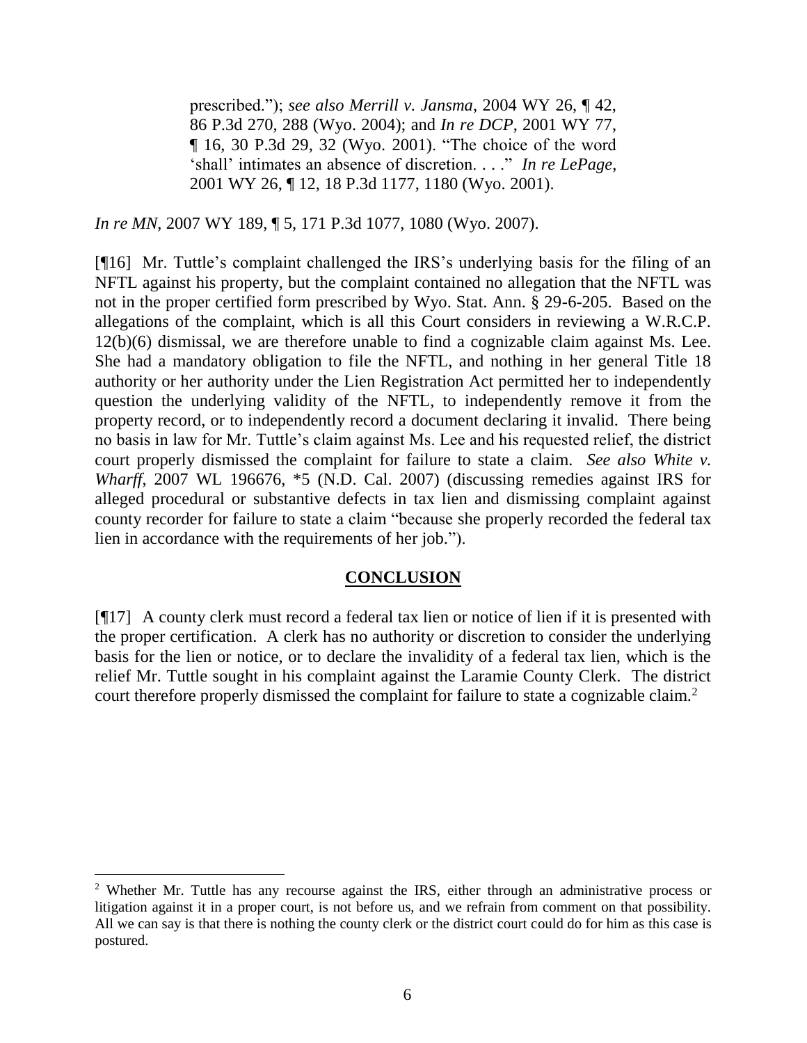> prescribed."); *see also Merrill v. Jansma*, 2004 WY 26, ¶ 42, 86 P.3d 270, 288 (Wyo. 2004); and *In re DCP*, 2001 WY 77, ¶ 16, 30 P.3d 29, 32 (Wyo. 2001). "The choice of the word 'shall' intimates an absence of discretion. . . ." *In re LePage*, 2001 WY 26, ¶ 12, 18 P.3d 1177, 1180 (Wyo. 2001).

*In re MN*, 2007 WY 189, ¶ 5, 171 P.3d 1077, 1080 (Wyo. 2007).

[¶16] Mr. Tuttle's complaint challenged the IRS's underlying basis for the filing of an NFTL against his property, but the complaint contained no allegation that the NFTL was not in the proper certified form prescribed by Wyo. Stat. Ann. § 29-6-205. Based on the allegations of the complaint, which is all this Court considers in reviewing a W.R.C.P. 12(b)(6) dismissal, we are therefore unable to find a cognizable claim against Ms. Lee. She had a mandatory obligation to file the NFTL, and nothing in her general Title 18 authority or her authority under the Lien Registration Act permitted her to independently question the underlying validity of the NFTL, to independently remove it from the property record, or to independently record a document declaring it invalid. There being no basis in law for Mr. Tuttle's claim against Ms. Lee and his requested relief, the district court properly dismissed the complaint for failure to state a claim. *See also White v. Wharff*, 2007 WL 196676, *5 (N.D. Cal. 2007) (discussing remedies against IRS for alleged procedural or substantive defects in tax lien and dismissing complaint against county recorder for failure to state a claim "because she properly recorded the federal tax lien in accordance with the requirements of her job.").

## CONCLUSION

[¶17] A county clerk must record a federal tax lien or notice of lien if it is presented with the proper certification. A clerk has no authority or discretion to consider the underlying basis for the lien or notice, or to declare the invalidity of a federal tax lien, which is the relief Mr. Tuttle sought in his complaint against the Laramie County Clerk. The district court therefore properly dismissed the complaint for failure to state a cognizable claim.[2]

---

[2] Whether Mr. Tuttle has any recourse against the IRS, either through an administrative process or litigation against it in a proper court, is not before us, and we refrain from comment on that possibility. All we can say is that there is nothing the county clerk or the district court could do for him as this case is postured.